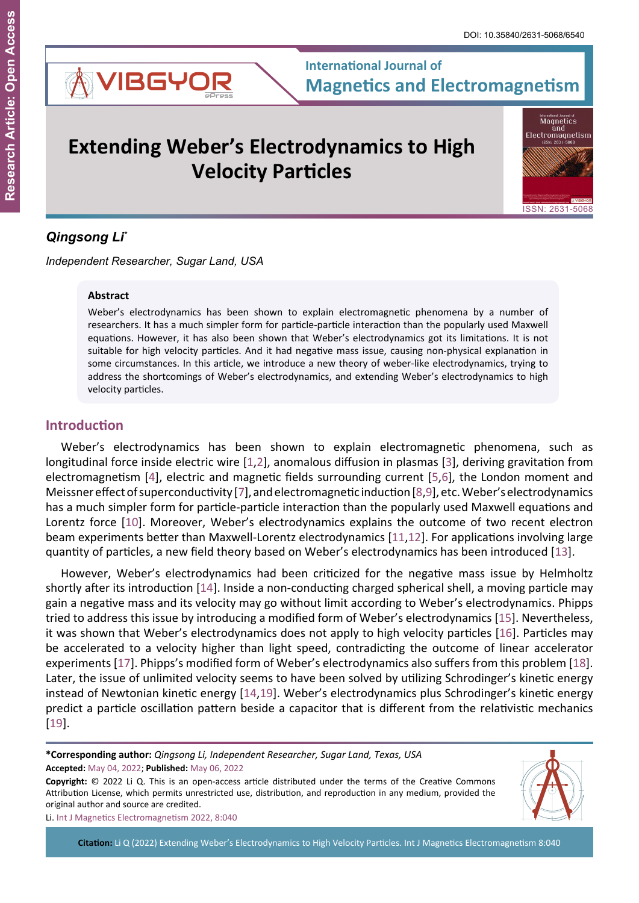DOI: 10.35840/2631-5068/6540

International Journal of Magnetics and Electromagnetism

Research Article: Open Access

# Extending Weber's Electrodynamics to High Velocity Particles

***Qingsong Li*** *

*Independent Researcher, Sugar Land, USA*

## Abstract

Weber's electrodynamics has been shown to explain electromagnetic phenomena by a number of researchers. It has a much simpler form for particle-particle interaction than the popularly used Maxwell equations. However, it has also been shown that Weber's electrodynamics got its limitations. It is not suitable for high velocity particles. And it had negative mass issue, causing non-physical explanation in some circumstances. In this article, we introduce a new theory of weber-like electrodynamics, trying to address the shortcomings of Weber's electrodynamics, and extending Weber's electrodynamics to high velocity particles.

## Introduction

Weber's electrodynamics has been shown to explain electromagnetic phenomena, such as longitudinal force inside electric wire [1,2], anomalous diffusion in plasmas [3], deriving gravitation from electromagnetism [4], electric and magnetic fields surrounding current [5,6], the London moment and Meissner effect of superconductivity [7], and electromagnetic induction [8,9], etc. Weber's electrodynamics has a much simpler form for particle-particle interaction than the popularly used Maxwell equations and Lorentz force [10]. Moreover, Weber's electrodynamics explains the outcome of two recent electron beam experiments better than Maxwell-Lorentz electrodynamics [11,12]. For applications involving large quantity of particles, a new field theory based on Weber's electrodynamics has been introduced [13].

However, Weber's electrodynamics had been criticized for the negative mass issue by Helmholtz shortly after its introduction [14]. Inside a non-conducting charged spherical shell, a moving particle may gain a negative mass and its velocity may go without limit according to Weber's electrodynamics. Phipps tried to address this issue by introducing a modified form of Weber's electrodynamics [15]. Nevertheless, it was shown that Weber's electrodynamics does not apply to high velocity particles [16]. Particles may be accelerated to a velocity higher than light speed, contradicting the outcome of linear accelerator experiments [17]. Phipps's modified form of Weber's electrodynamics also suffers from this problem [18]. Later, the issue of unlimited velocity seems to have been solved by utilizing Schrodinger's kinetic energy instead of Newtonian kinetic energy [14,19]. Weber's electrodynamics plus Schrodinger's kinetic energy predict a particle oscillation pattern beside a capacitor that is different from the relativistic mechanics [19].

**\*Corresponding author:** *Qingsong Li, Independent Researcher, Sugar Land, Texas, USA*

**Accepted:** May 04, 2022; **Published:** May 06, 2022

**Copyright:** © 2022 Li Q. This is an open-access article distributed under the terms of the Creative Commons Attribution License, which permits unrestricted use, distribution, and reproduction in any medium, provided the original author and source are credited.

Li. Int J Magnetics Electromagnetism 2022, 8:040

**Citation:** Li Q (2022) Extending Weber's Electrodynamics to High Velocity Particles. Int J Magnetics Electromagnetism 8:040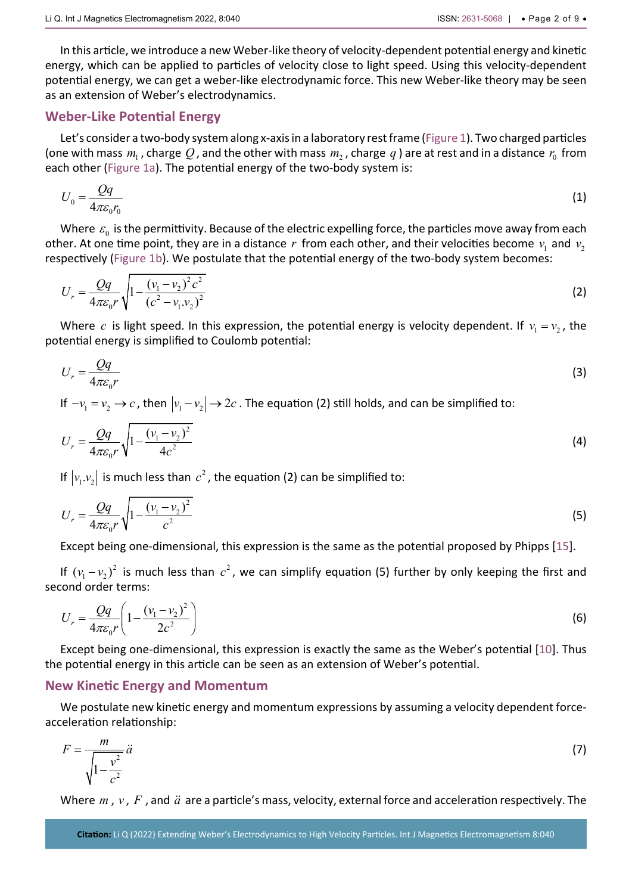In this article, we introduce a new Weber-like theory of velocity-dependent potential energy and kinetic energy, which can be applied to particles of velocity close to light speed. Using this velocity-dependent potential energy, we can get a weber-like electrodynamic force. This new Weber-like theory may be seen as an extension of Weber's electrodynamics.

## Weber-Like Potential Energy

Let's consider a two-body system along x-axis in a laboratory rest frame (Figure 1). Two charged particles (one with mass $m_1$, charge $Q$, and the other with mass $m_2$, charge $q$) are at rest and in a distance $r_0$ from each other (Figure 1a). The potential energy of the two-body system is:

$$U_0 = \frac{Qq}{4\pi\varepsilon_0 r_0} \tag{1}$$

Where $\varepsilon_0$ is the permittivity. Because of the electric expelling force, the particles move away from each other. At one time point, they are in a distance $r$ from each other, and their velocities become $v_1$ and $v_2$ respectively (Figure 1b). We postulate that the potential energy of the two-body system becomes:

$$U_r = \frac{Qq}{4\pi\varepsilon_0 r}\sqrt{1 - \frac{(v_1 - v_2)^2 c^2}{(c^2 - v_1.v_2)^2}} \tag{2}$$

Where $c$ is light speed. In this expression, the potential energy is velocity dependent. If $v_1 = v_2$, the potential energy is simplified to Coulomb potential:

$$U_r = \frac{Qq}{4\pi\varepsilon_0 r} \tag{3}$$

If $-v_1 = v_2 \to c$, then $|v_1 - v_2| \to 2c$. The equation (2) still holds, and can be simplified to:

$$U_r = \frac{Qq}{4\pi\varepsilon_0 r}\sqrt{1 - \frac{(v_1 - v_2)^2}{4c^2}} \tag{4}$$

If $|v_1.v_2|$ is much less than $c^2$, the equation (2) can be simplified to:

$$U_r = \frac{Qq}{4\pi\varepsilon_0 r}\sqrt{1 - \frac{(v_1 - v_2)^2}{c^2}} \tag{5}$$

Except being one-dimensional, this expression is the same as the potential proposed by Phipps [15].

If $(v_1 - v_2)^2$ is much less than $c^2$, we can simplify equation (5) further by only keeping the first and second order terms:

$$U_r = \frac{Qq}{4\pi\varepsilon_0 r}\left(1 - \frac{(v_1 - v_2)^2}{2c^2}\right) \tag{6}$$

Except being one-dimensional, this expression is exactly the same as the Weber's potential [10]. Thus the potential energy in this article can be seen as an extension of Weber's potential.

## New Kinetic Energy and Momentum

We postulate new kinetic energy and momentum expressions by assuming a velocity dependent force-acceleration relationship:

$$F = \frac{m}{\sqrt{1 - \frac{v^2}{c^2}}}\ddot{a} \tag{7}$$

Where $m$, $v$, $F$, and $\ddot{a}$ are a particle's mass, velocity, external force and acceleration respectively. The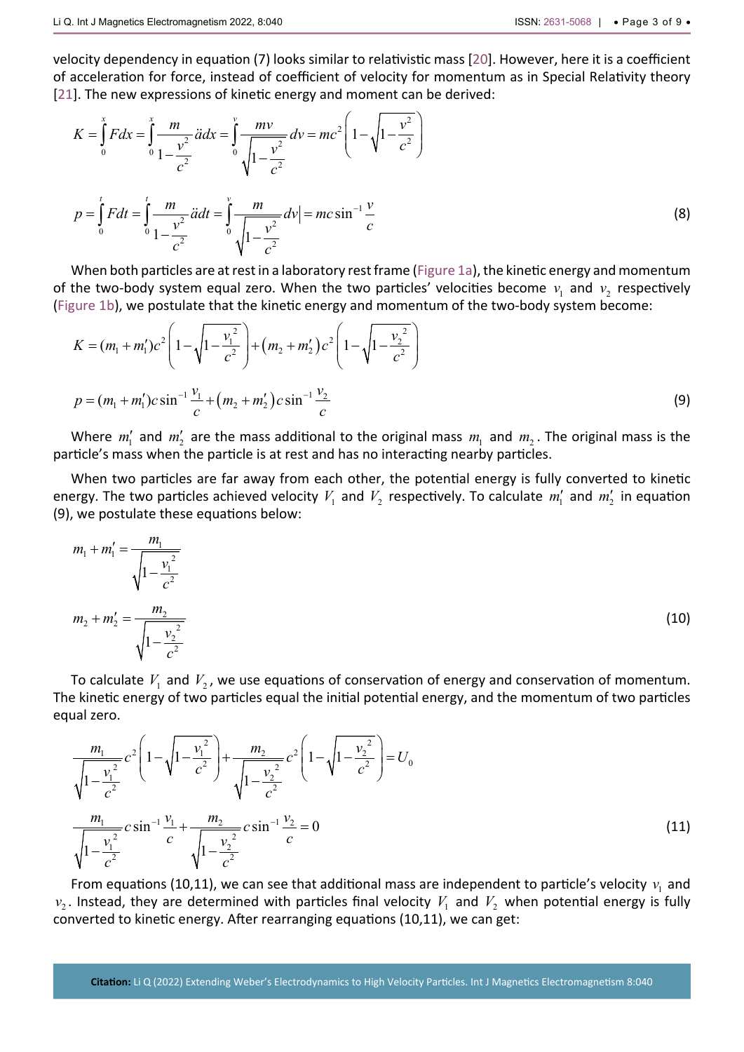velocity dependency in equation (7) looks similar to relativistic mass [20]. However, here it is a coefficient of acceleration for force, instead of coefficient of velocity for momentum as in Special Relativity theory [21]. The new expressions of kinetic energy and moment can be derived:

$$K = \int_0^x F dx = \int_0^x \frac{m}{1-\frac{v^2}{c^2}} \ddot{a} dx = \int_0^v \frac{mv}{\sqrt{1-\frac{v^2}{c^2}}} dv = mc^2\left(1-\sqrt{1-\frac{v^2}{c^2}}\right)$$

$$p = \int_0^t F dt = \int_0^t \frac{m}{1-\frac{v^2}{c^2}} \ddot{a} dt = \int_0^v \frac{m}{\sqrt{1-\frac{v^2}{c^2}}} dv \Big| = mc\sin^{-1}\frac{v}{c} \tag{8}$$

When both particles are at rest in a laboratory rest frame (Figure 1a), the kinetic energy and momentum of the two-body system equal zero. When the two particles' velocities become $v_1$ and $v_2$ respectively (Figure 1b), we postulate that the kinetic energy and momentum of the two-body system become:

$$K = (m_1 + m_1')c^2\left(1-\sqrt{1-\frac{v_1^2}{c^2}}\right) + (m_2 + m_2')c^2\left(1-\sqrt{1-\frac{v_2^2}{c^2}}\right)$$

$$p = (m_1 + m_1')c\sin^{-1}\frac{v_1}{c} + (m_2 + m_2')c\sin^{-1}\frac{v_2}{c} \tag{9}$$

Where $m_1'$ and $m_2'$ are the mass additional to the original mass $m_1$ and $m_2$. The original mass is the particle's mass when the particle is at rest and has no interacting nearby particles.

When two particles are far away from each other, the potential energy is fully converted to kinetic energy. The two particles achieved velocity $V_1$ and $V_2$ respectively. To calculate $m_1'$ and $m_2'$ in equation (9), we postulate these equations below:

$$m_1 + m_1' = \frac{m_1}{\sqrt{1-\frac{v_1^2}{c^2}}}$$

$$m_2 + m_2' = \frac{m_2}{\sqrt{1-\frac{v_2^2}{c^2}}} \tag{10}$$

To calculate $V_1$ and $V_2$, we use equations of conservation of energy and conservation of momentum. The kinetic energy of two particles equal the initial potential energy, and the momentum of two particles equal zero.

$$\frac{m_1}{\sqrt{1-\frac{v_1^2}{c^2}}}c^2\left(1-\sqrt{1-\frac{v_1^2}{c^2}}\right) + \frac{m_2}{\sqrt{1-\frac{v_2^2}{c^2}}}c^2\left(1-\sqrt{1-\frac{v_2^2}{c^2}}\right) = U_0$$

$$\frac{m_1}{\sqrt{1-\frac{v_1^2}{c^2}}}c\sin^{-1}\frac{v_1}{c} + \frac{m_2}{\sqrt{1-\frac{v_2^2}{c^2}}}c\sin^{-1}\frac{v_2}{c} = 0 \tag{11}$$

From equations (10,11), we can see that additional mass are independent to particle's velocity $v_1$ and $v_2$. Instead, they are determined with particles final velocity $V_1$ and $V_2$ when potential energy is fully converted to kinetic energy. After rearranging equations (10,11), we can get: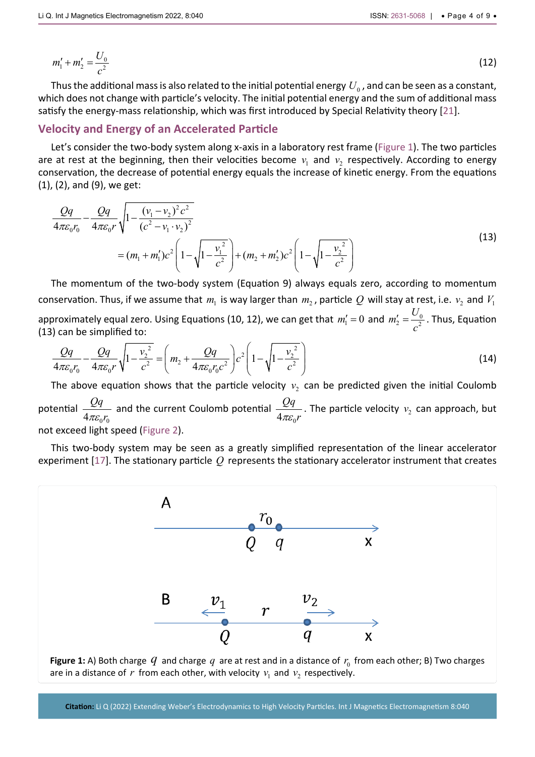$$m_1' + m_2' = \frac{U_0}{c^2} \tag{12}$$

Thus the additional mass is also related to the initial potential energy $U_0$, and can be seen as a constant, which does not change with particle's velocity. The initial potential energy and the sum of additional mass satisfy the energy-mass relationship, which was first introduced by Special Relativity theory [21].

## Velocity and Energy of an Accelerated Particle

Let's consider the two-body system along x-axis in a laboratory rest frame (Figure 1). The two particles are at rest at the beginning, then their velocities become $v_1$ and $v_2$ respectively. According to energy conservation, the decrease of potential energy equals the increase of kinetic energy. From the equations (1), (2), and (9), we get:

$$\frac{Qq}{4\pi\varepsilon_0 r_0} - \frac{Qq}{4\pi\varepsilon_0 r}\sqrt{1 - \frac{(v_1 - v_2)^2 c^2}{(c^2 - v_1 \cdot v_2)^2}} = (m_1 + m_1')c^2\left(1 - \sqrt{1 - \frac{v_1^2}{c^2}}\right) + (m_2 + m_2')c^2\left(1 - \sqrt{1 - \frac{v_2^2}{c^2}}\right) \tag{13}$$

The momentum of the two-body system (Equation 9) always equals zero, according to momentum conservation. Thus, if we assume that $m_1$ is way larger than $m_2$, particle $Q$ will stay at rest, i.e. $v_2$ and $V_1$ approximately equal zero. Using Equations (10, 12), we can get that $m_1' = 0$ and $m_2' = \frac{U_0}{c^2}$. Thus, Equation (13) can be simplified to:

$$\frac{Qq}{4\pi\varepsilon_0 r_0} - \frac{Qq}{4\pi\varepsilon_0 r}\sqrt{1 - \frac{v_2^2}{c^2}} = \left(m_2 + \frac{Qq}{4\pi\varepsilon_0 r_0 c^2}\right)c^2\left(1 - \sqrt{1 - \frac{v_2^2}{c^2}}\right) \tag{14}$$

The above equation shows that the particle velocity $v_2$ can be predicted given the initial Coulomb potential $\frac{Qq}{4\pi\varepsilon_0 r_0}$ and the current Coulomb potential $\frac{Qq}{4\pi\varepsilon_0 r}$. The particle velocity $v_2$ can approach, but not exceed light speed (Figure 2).

This two-body system may be seen as a greatly simplified representation of the linear accelerator experiment [17]. The stationary particle $Q$ represents the stationary accelerator instrument that creates

**Figure 1:** A) Both charge $q$ and charge $q$ are at rest and in a distance of $r_0$ from each other; B) Two charges are in a distance of $r$ from each other, with velocity $v_1$ and $v_2$ respectively.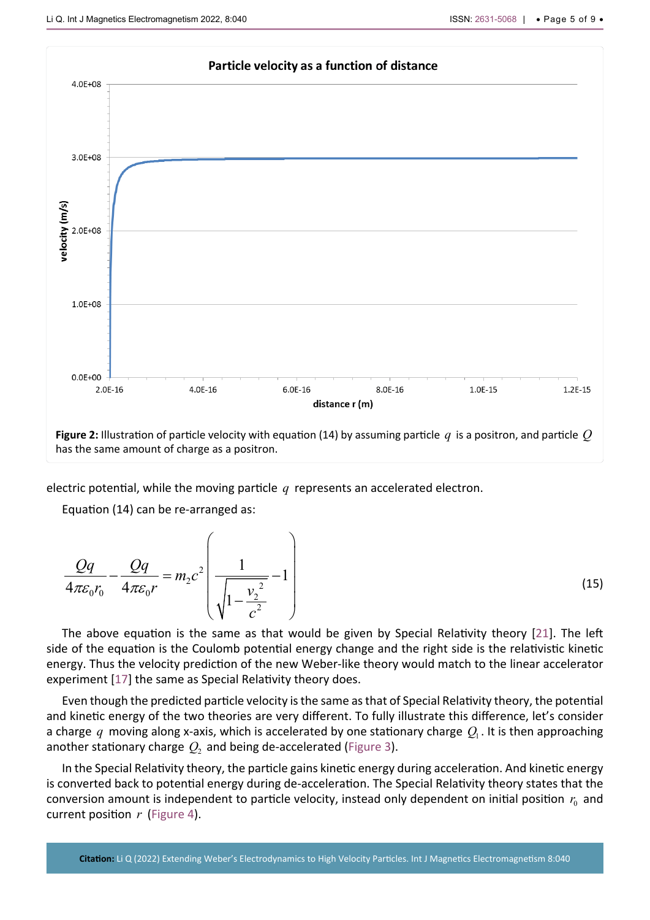**Figure 2:** Illustration of particle velocity with equation (14) by assuming particle $q$ is a positron, and particle $Q$ has the same amount of charge as a positron.

electric potential, while the moving particle $q$ represents an accelerated electron.

Equation (14) can be re-arranged as:

$$\frac{Qq}{4\pi\varepsilon_0 r_0} - \frac{Qq}{4\pi\varepsilon_0 r} = m_2 c^2 \left( \frac{1}{\sqrt{1 - \frac{v_2^{\,2}}{c^2}}} - 1 \right) \tag{15}$$

The above equation is the same as that would be given by Special Relativity theory [21]. The left side of the equation is the Coulomb potential energy change and the right side is the relativistic kinetic energy. Thus the velocity prediction of the new Weber-like theory would match to the linear accelerator experiment [17] the same as Special Relativity theory does.

Even though the predicted particle velocity is the same as that of Special Relativity theory, the potential and kinetic energy of the two theories are very different. To fully illustrate this difference, let's consider a charge $q$ moving along x-axis, which is accelerated by one stationary charge $Q_1$. It is then approaching another stationary charge $Q_2$ and being de-accelerated (Figure 3).

In the Special Relativity theory, the particle gains kinetic energy during acceleration. And kinetic energy is converted back to potential energy during de-acceleration. The Special Relativity theory states that the conversion amount is independent to particle velocity, instead only dependent on initial position $r_0$ and current position $r$ (Figure 4).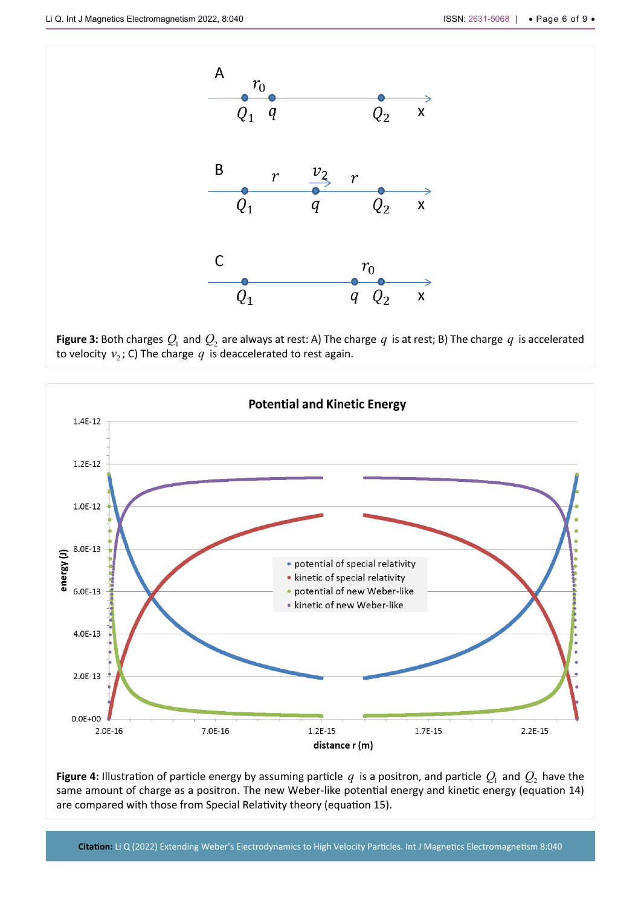**Figure 3:** Both charges $Q_1$ and $Q_2$ are always at rest: A) The charge $q$ is at rest; B) The charge $q$ is accelerated to velocity $v_2$; C) The charge $q$ is deaccelerated to rest again.

**Figure 4:** Illustration of particle energy by assuming particle $q$ is a positron, and particle $Q_1$ and $Q_2$ have the same amount of charge as a positron. The new Weber-like potential energy and kinetic energy (equation 14) are compared with those from Special Relativity theory (equation 15).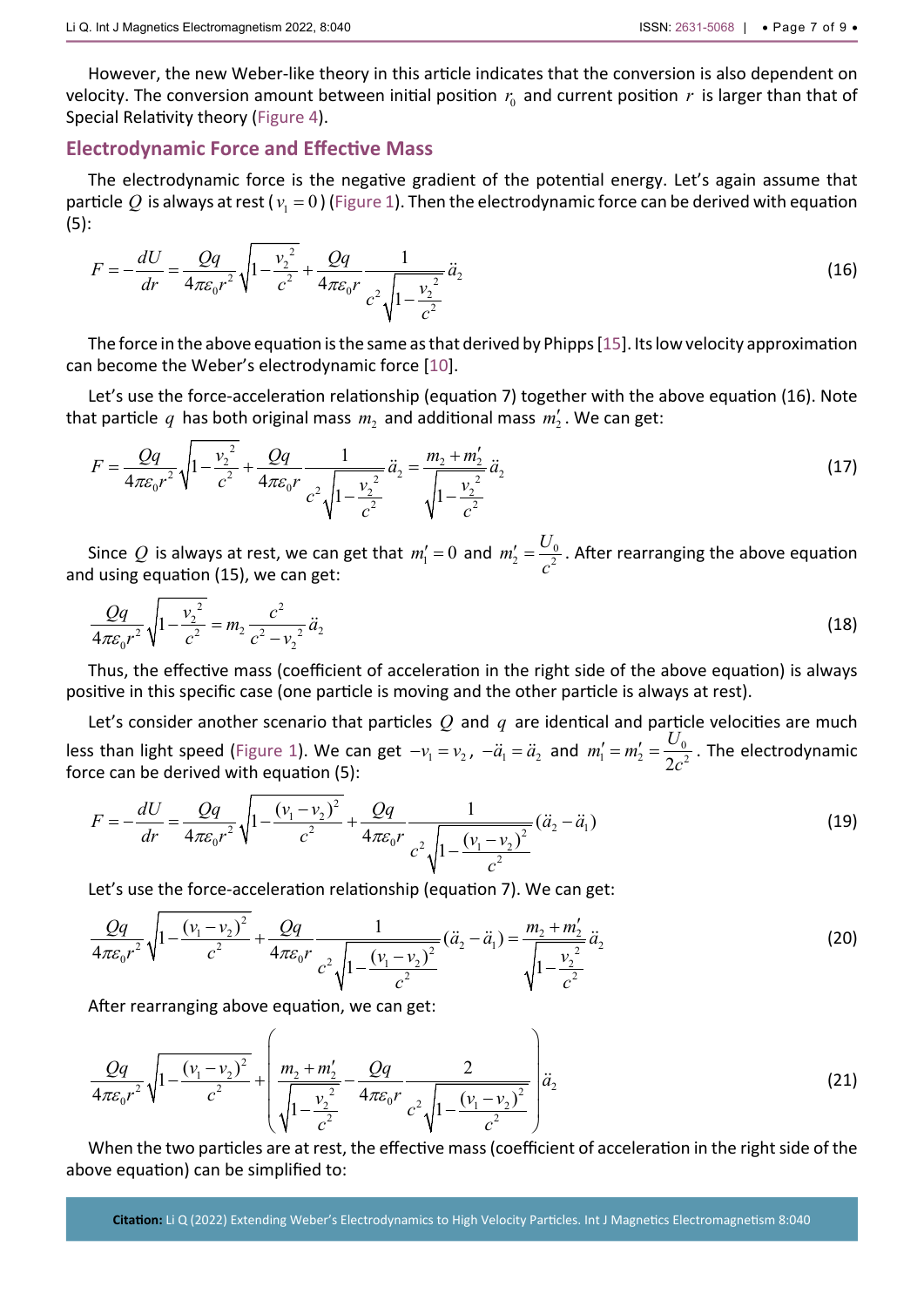However, the new Weber-like theory in this article indicates that the conversion is also dependent on velocity. The conversion amount between initial position $r_0$ and current position $r$ is larger than that of Special Relativity theory (Figure 4).

## Electrodynamic Force and Effective Mass

The electrodynamic force is the negative gradient of the potential energy. Let's again assume that particle $Q$ is always at rest ($v_1 = 0$) (Figure 1). Then the electrodynamic force can be derived with equation (5):

$$F = -\frac{dU}{dr} = \frac{Qq}{4\pi\varepsilon_0 r^2}\sqrt{1-\frac{v_2^{\,2}}{c^2}} + \frac{Qq}{4\pi\varepsilon_0 r}\frac{1}{c^2\sqrt{1-\frac{v_2^{\,2}}{c^2}}}\ddot{a}_2 \tag{16}$$

The force in the above equation is the same as that derived by Phipps [15]. Its low velocity approximation can become the Weber's electrodynamic force [10].

Let's use the force-acceleration relationship (equation 7) together with the above equation (16). Note that particle $q$ has both original mass $m_2$ and additional mass $m_2'$. We can get:

$$F = \frac{Qq}{4\pi\varepsilon_0 r^2}\sqrt{1-\frac{v_2^{\,2}}{c^2}} + \frac{Qq}{4\pi\varepsilon_0 r}\frac{1}{c^2\sqrt{1-\frac{v_2^{\,2}}{c^2}}}\ddot{a}_2 = \frac{m_2 + m_2'}{\sqrt{1-\frac{v_2^{\,2}}{c^2}}}\ddot{a}_2 \tag{17}$$

Since $Q$ is always at rest, we can get that $m_1' = 0$ and $m_2' = \frac{U_0}{c^2}$. After rearranging the above equation and using equation (15), we can get:

$$\frac{Qq}{4\pi\varepsilon_0 r^2}\sqrt{1-\frac{v_2^{\,2}}{c^2}} = m_2\frac{c^2}{c^2 - v_2^{\,2}}\ddot{a}_2 \tag{18}$$

Thus, the effective mass (coefficient of acceleration in the right side of the above equation) is always positive in this specific case (one particle is moving and the other particle is always at rest).

Let's consider another scenario that particles $Q$ and $q$ are identical and particle velocities are much less than light speed (Figure 1). We can get $-v_1 = v_2$, $-\ddot{a}_1 = \ddot{a}_2$ and $m_1' = m_2' = \frac{U_0}{2c^2}$. The electrodynamic force can be derived with equation (5):

$$F = -\frac{dU}{dr} = \frac{Qq}{4\pi\varepsilon_0 r^2}\sqrt{1-\frac{(v_1-v_2)^2}{c^2}} + \frac{Qq}{4\pi\varepsilon_0 r}\frac{1}{c^2\sqrt{1-\frac{(v_1-v_2)^2}{c^2}}}(\ddot{a}_2 - \ddot{a}_1) \tag{19}$$

Let's use the force-acceleration relationship (equation 7). We can get:

$$\frac{Qq}{4\pi\varepsilon_0 r^2}\sqrt{1-\frac{(v_1-v_2)^2}{c^2}} + \frac{Qq}{4\pi\varepsilon_0 r}\frac{1}{c^2\sqrt{1-\frac{(v_1-v_2)^2}{c^2}}}(\ddot{a}_2 - \ddot{a}_1) = \frac{m_2 + m_2'}{\sqrt{1-\frac{v_2^{\,2}}{c^2}}}\ddot{a}_2 \tag{20}$$

After rearranging above equation, we can get:

$$\frac{Qq}{4\pi\varepsilon_0 r^2}\sqrt{1-\frac{(v_1-v_2)^2}{c^2}} + \left(\frac{m_2 + m_2'}{\sqrt{1-\frac{v_2^{\,2}}{c^2}}} - \frac{Qq}{4\pi\varepsilon_0 r}\frac{2}{c^2\sqrt{1-\frac{(v_1-v_2)^2}{c^2}}}\right)\ddot{a}_2 \tag{21}$$

When the two particles are at rest, the effective mass (coefficient of acceleration in the right side of the above equation) can be simplified to: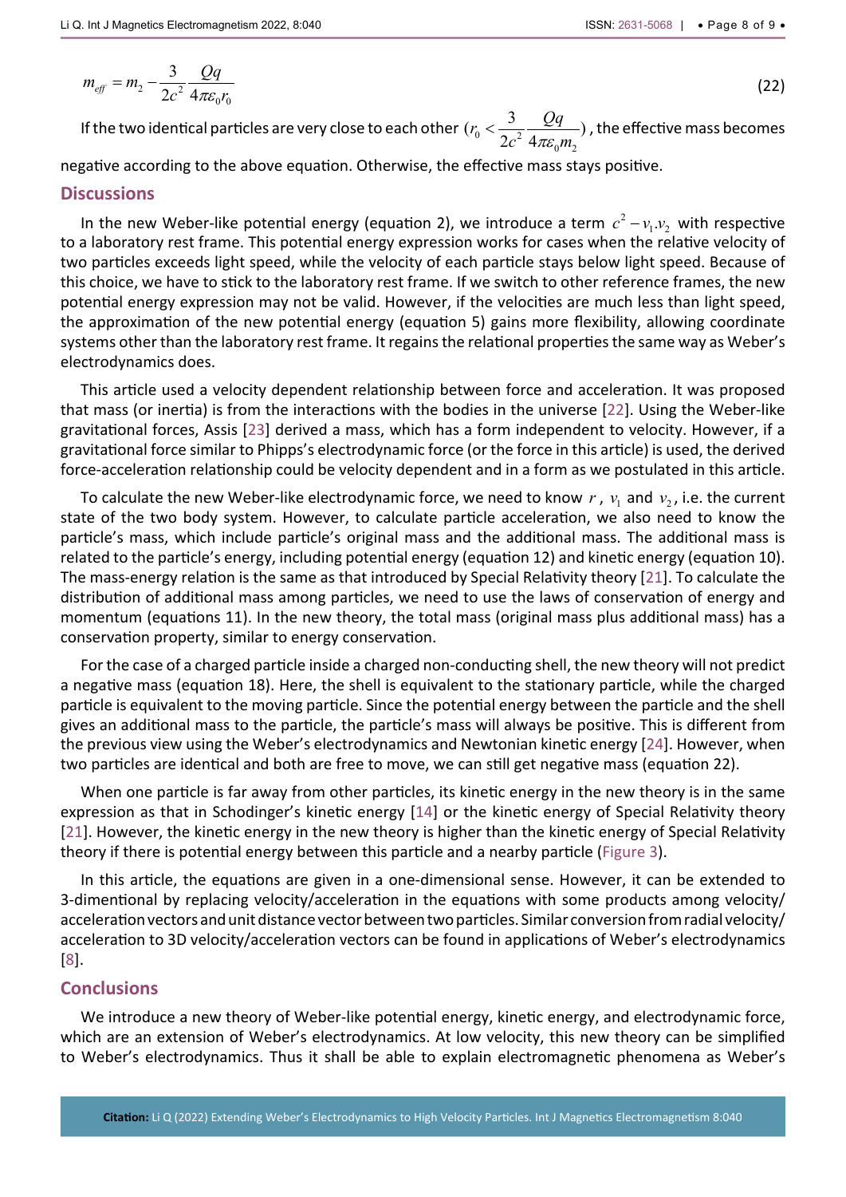$$m_{eff} = m_2 - \frac{3}{2c^2}\frac{Qq}{4\pi\varepsilon_0 r_0} \tag{22}$$

If the two identical particles are very close to each other ($r_0 < \frac{3}{2c^2}\frac{Qq}{4\pi\varepsilon_0 m_2}$), the effective mass becomes negative according to the above equation. Otherwise, the effective mass stays positive.

## Discussions

In the new Weber-like potential energy (equation 2), we introduce a term $c^2 - v_1.v_2$ with respective to a laboratory rest frame. This potential energy expression works for cases when the relative velocity of two particles exceeds light speed, while the velocity of each particle stays below light speed. Because of this choice, we have to stick to the laboratory rest frame. If we switch to other reference frames, the new potential energy expression may not be valid. However, if the velocities are much less than light speed, the approximation of the new potential energy (equation 5) gains more flexibility, allowing coordinate systems other than the laboratory rest frame. It regains the relational properties the same way as Weber's electrodynamics does.

This article used a velocity dependent relationship between force and acceleration. It was proposed that mass (or inertia) is from the interactions with the bodies in the universe [22]. Using the Weber-like gravitational forces, Assis [23] derived a mass, which has a form independent to velocity. However, if a gravitational force similar to Phipps's electrodynamic force (or the force in this article) is used, the derived force-acceleration relationship could be velocity dependent and in a form as we postulated in this article.

To calculate the new Weber-like electrodynamic force, we need to know $r$, $v_1$ and $v_2$, i.e. the current state of the two body system. However, to calculate particle acceleration, we also need to know the particle's mass, which include particle's original mass and the additional mass. The additional mass is related to the particle's energy, including potential energy (equation 12) and kinetic energy (equation 10). The mass-energy relation is the same as that introduced by Special Relativity theory [21]. To calculate the distribution of additional mass among particles, we need to use the laws of conservation of energy and momentum (equations 11). In the new theory, the total mass (original mass plus additional mass) has a conservation property, similar to energy conservation.

For the case of a charged particle inside a charged non-conducting shell, the new theory will not predict a negative mass (equation 18). Here, the shell is equivalent to the stationary particle, while the charged particle is equivalent to the moving particle. Since the potential energy between the particle and the shell gives an additional mass to the particle, the particle's mass will always be positive. This is different from the previous view using the Weber's electrodynamics and Newtonian kinetic energy [24]. However, when two particles are identical and both are free to move, we can still get negative mass (equation 22).

When one particle is far away from other particles, its kinetic energy in the new theory is in the same expression as that in Schodinger's kinetic energy [14] or the kinetic energy of Special Relativity theory [21]. However, the kinetic energy in the new theory is higher than the kinetic energy of Special Relativity theory if there is potential energy between this particle and a nearby particle (Figure 3).

In this article, the equations are given in a one-dimensional sense. However, it can be extended to 3-dimentional by replacing velocity/acceleration in the equations with some products among velocity/acceleration vectors and unit distance vector between two particles. Similar conversion from radial velocity/acceleration to 3D velocity/acceleration vectors can be found in applications of Weber's electrodynamics [8].

## Conclusions

We introduce a new theory of Weber-like potential energy, kinetic energy, and electrodynamic force, which are an extension of Weber's electrodynamics. At low velocity, this new theory can be simplified to Weber's electrodynamics. Thus it shall be able to explain electromagnetic phenomena as Weber's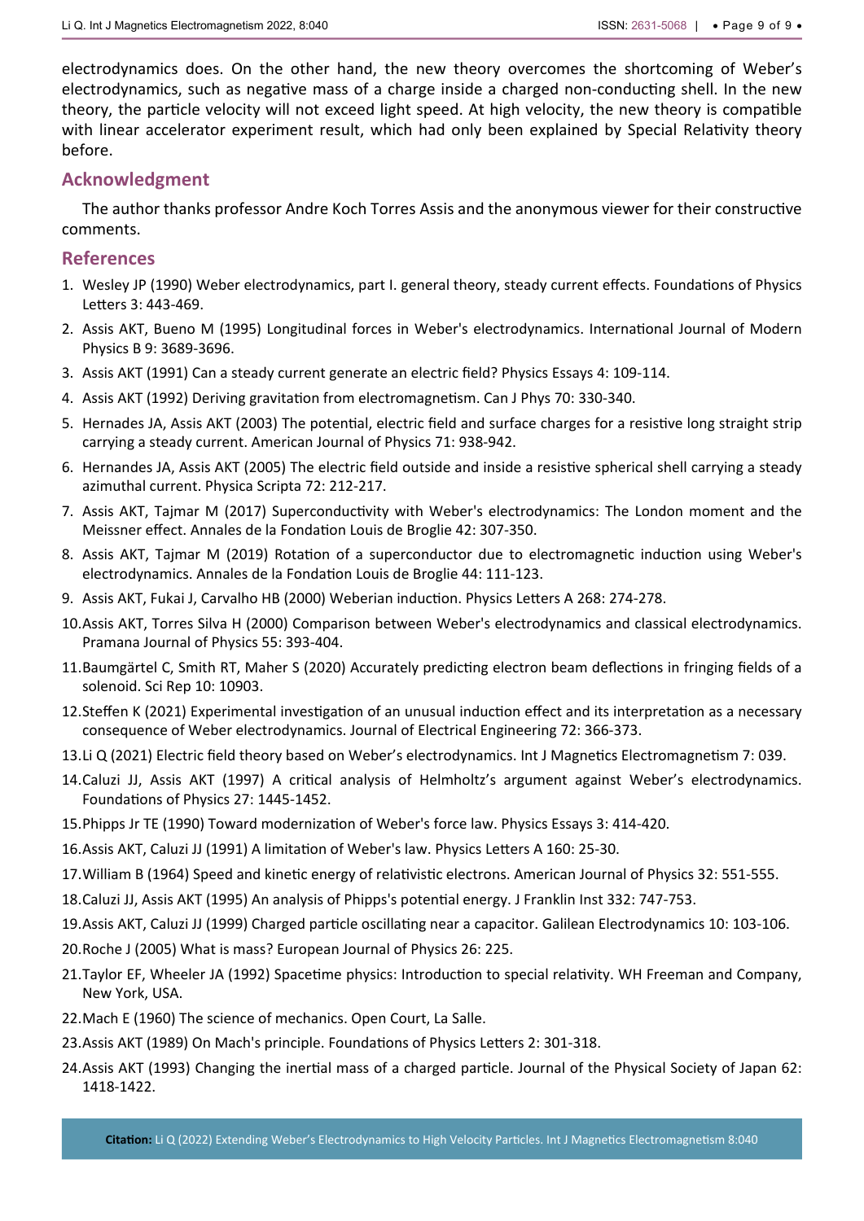electrodynamics does. On the other hand, the new theory overcomes the shortcoming of Weber's electrodynamics, such as negative mass of a charge inside a charged non-conducting shell. In the new theory, the particle velocity will not exceed light speed. At high velocity, the new theory is compatible with linear accelerator experiment result, which had only been explained by Special Relativity theory before.

## Acknowledgment

The author thanks professor Andre Koch Torres Assis and the anonymous viewer for their constructive comments.

## References

1. Wesley JP (1990) Weber electrodynamics, part I. general theory, steady current effects. Foundations of Physics Letters 3: 443-469.
2. Assis AKT, Bueno M (1995) Longitudinal forces in Weber's electrodynamics. International Journal of Modern Physics B 9: 3689-3696.
3. Assis AKT (1991) Can a steady current generate an electric field? Physics Essays 4: 109-114.
4. Assis AKT (1992) Deriving gravitation from electromagnetism. Can J Phys 70: 330-340.
5. Hernades JA, Assis AKT (2003) The potential, electric field and surface charges for a resistive long straight strip carrying a steady current. American Journal of Physics 71: 938-942.
6. Hernandes JA, Assis AKT (2005) The electric field outside and inside a resistive spherical shell carrying a steady azimuthal current. Physica Scripta 72: 212-217.
7. Assis AKT, Tajmar M (2017) Superconductivity with Weber's electrodynamics: The London moment and the Meissner effect. Annales de la Fondation Louis de Broglie 42: 307-350.
8. Assis AKT, Tajmar M (2019) Rotation of a superconductor due to electromagnetic induction using Weber's electrodynamics. Annales de la Fondation Louis de Broglie 44: 111-123.
9. Assis AKT, Fukai J, Carvalho HB (2000) Weberian induction. Physics Letters A 268: 274-278.
10. Assis AKT, Torres Silva H (2000) Comparison between Weber's electrodynamics and classical electrodynamics. Pramana Journal of Physics 55: 393-404.
11. Baumgärtel C, Smith RT, Maher S (2020) Accurately predicting electron beam deflections in fringing fields of a solenoid. Sci Rep 10: 10903.
12. Steffen K (2021) Experimental investigation of an unusual induction effect and its interpretation as a necessary consequence of Weber electrodynamics. Journal of Electrical Engineering 72: 366-373.
13. Li Q (2021) Electric field theory based on Weber's electrodynamics. Int J Magnetics Electromagnetism 7: 039.
14. Caluzi JJ, Assis AKT (1997) A critical analysis of Helmholtz's argument against Weber's electrodynamics. Foundations of Physics 27: 1445-1452.
15. Phipps Jr TE (1990) Toward modernization of Weber's force law. Physics Essays 3: 414-420.
16. Assis AKT, Caluzi JJ (1991) A limitation of Weber's law. Physics Letters A 160: 25-30.
17. William B (1964) Speed and kinetic energy of relativistic electrons. American Journal of Physics 32: 551-555.
18. Caluzi JJ, Assis AKT (1995) An analysis of Phipps's potential energy. J Franklin Inst 332: 747-753.
19. Assis AKT, Caluzi JJ (1999) Charged particle oscillating near a capacitor. Galilean Electrodynamics 10: 103-106.
20. Roche J (2005) What is mass? European Journal of Physics 26: 225.
21. Taylor EF, Wheeler JA (1992) Spacetime physics: Introduction to special relativity. WH Freeman and Company, New York, USA.
22. Mach E (1960) The science of mechanics. Open Court, La Salle.
23. Assis AKT (1989) On Mach's principle. Foundations of Physics Letters 2: 301-318.
24. Assis AKT (1993) Changing the inertial mass of a charged particle. Journal of the Physical Society of Japan 62: 1418-1422.

**Citation:** Li Q (2022) Extending Weber's Electrodynamics to High Velocity Particles. Int J Magnetics Electromagnetism 8:040